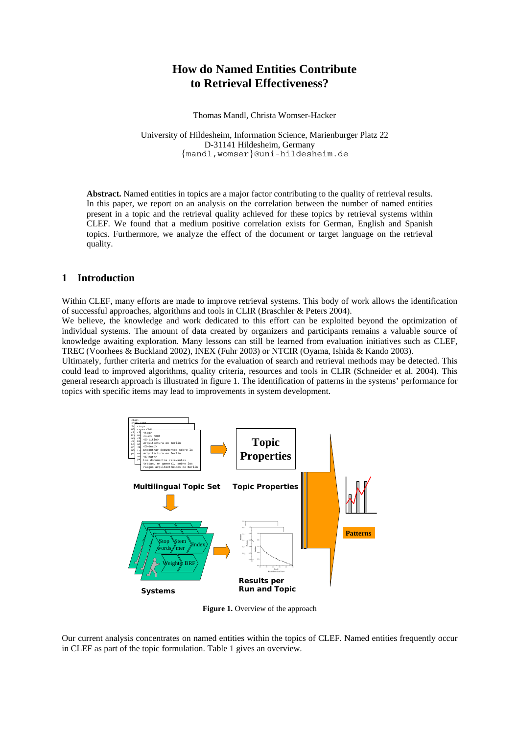# How do Named Entities Contribute to Retrieval Effectiveness?

Thomas Mandl, Christa Womser-Hacker

University of Hildesheim, Information Science, Marienburger Platz 22
D-31141 Hildesheim, Germany
{mandl,womser}@uni-hildesheim.de

**Abstract.** Named entities in topics are a major factor contributing to the quality of retrieval results. In this paper, we report on an analysis on the correlation between the number of named entities present in a topic and the retrieval quality achieved for these topics by retrieval systems within CLEF. We found that a medium positive correlation exists for German, English and Spanish topics. Furthermore, we analyze the effect of the document or target language on the retrieval quality.

## 1 Introduction

Within CLEF, many efforts are made to improve retrieval systems. This body of work allows the identification of successful approaches, algorithms and tools in CLIR (Braschler & Peters 2004).

We believe, the knowledge and work dedicated to this effort can be exploited beyond the optimization of individual systems. The amount of data created by organizers and participants remains a valuable source of knowledge awaiting exploration. Many lessons can still be learned from evaluation initiatives such as CLEF, TREC (Voorhees & Buckland 2002), INEX (Fuhr 2003) or NTCIR (Oyama, Ishida & Kando 2003).

Ultimately, further criteria and metrics for the evaluation of search and retrieval methods may be detected. This could lead to improved algorithms, quality criteria, resources and tools in CLIR (Schneider et al. 2004). This general research approach is illustrated in figure 1. The identification of patterns in the systems' performance for topics with specific items may lead to improvements in system development.

**Figure 1.** Overview of the approach

Our current analysis concentrates on named entities within the topics of CLEF. Named entities frequently occur in CLEF as part of the topic formulation. Table 1 gives an overview.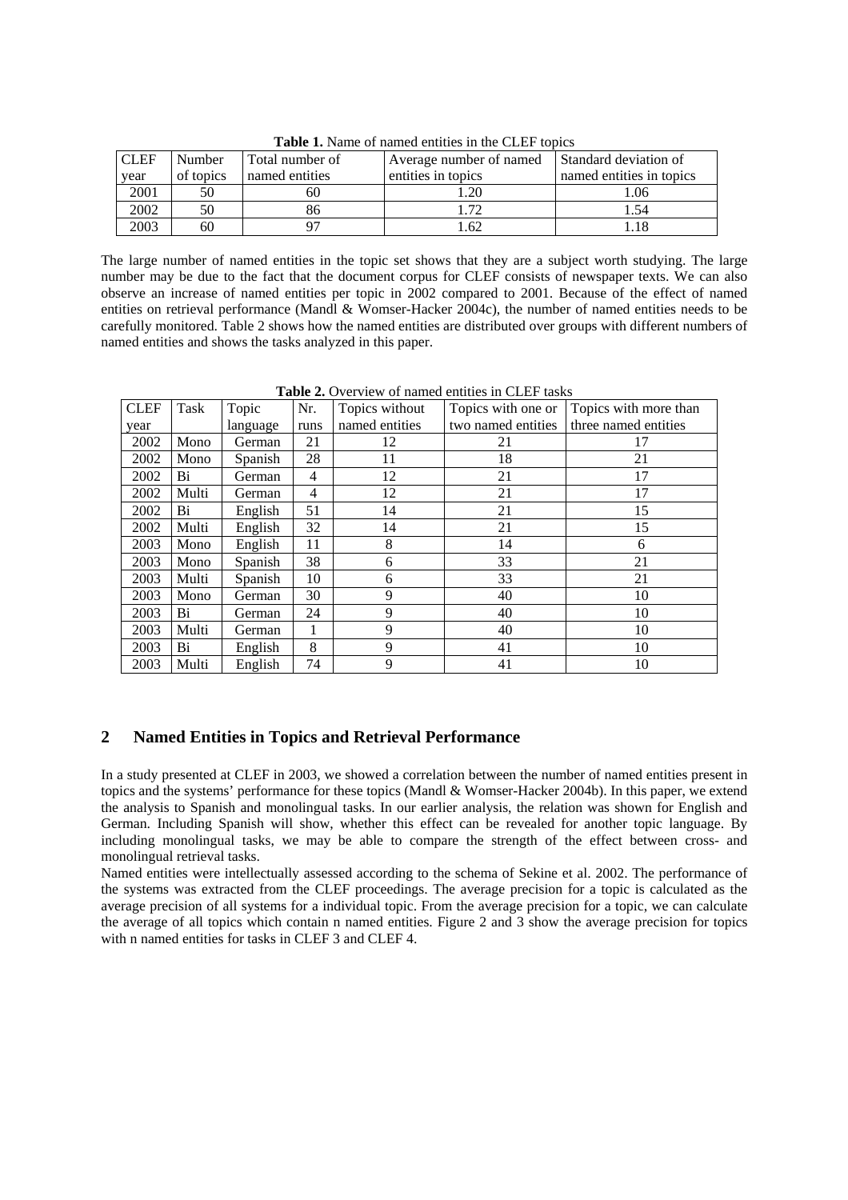**Table 1.** Name of named entities in the CLEF topics

| CLEF year | Number of topics | Total number of named entities | Average number of named entities in topics | Standard deviation of named entities in topics |
|---|---|---|---|---|
| 2001 | 50 | 60 | 1.20 | 1.06 |
| 2002 | 50 | 86 | 1.72 | 1.54 |
| 2003 | 60 | 97 | 1.62 | 1.18 |

The large number of named entities in the topic set shows that they are a subject worth studying. The large number may be due to the fact that the document corpus for CLEF consists of newspaper texts. We can also observe an increase of named entities per topic in 2002 compared to 2001. Because of the effect of named entities on retrieval performance (Mandl & Womser-Hacker 2004c), the number of named entities needs to be carefully monitored. Table 2 shows how the named entities are distributed over groups with different numbers of named entities and shows the tasks analyzed in this paper.

**Table 2.** Overview of named entities in CLEF tasks

| CLEF year | Task | Topic language | Nr. runs | Topics without named entities | Topics with one or two named entities | Topics with more than three named entities |
|---|---|---|---|---|---|---|
| 2002 | Mono | German | 21 | 12 | 21 | 17 |
| 2002 | Mono | Spanish | 28 | 11 | 18 | 21 |
| 2002 | Bi | German | 4 | 12 | 21 | 17 |
| 2002 | Multi | German | 4 | 12 | 21 | 17 |
| 2002 | Bi | English | 51 | 14 | 21 | 15 |
| 2002 | Multi | English | 32 | 14 | 21 | 15 |
| 2003 | Mono | English | 11 | 8 | 14 | 6 |
| 2003 | Mono | Spanish | 38 | 6 | 33 | 21 |
| 2003 | Multi | Spanish | 10 | 6 | 33 | 21 |
| 2003 | Mono | German | 30 | 9 | 40 | 10 |
| 2003 | Bi | German | 24 | 9 | 40 | 10 |
| 2003 | Multi | German | 1 | 9 | 40 | 10 |
| 2003 | Bi | English | 8 | 9 | 41 | 10 |
| 2003 | Multi | English | 74 | 9 | 41 | 10 |

## 2 Named Entities in Topics and Retrieval Performance

In a study presented at CLEF in 2003, we showed a correlation between the number of named entities present in topics and the systems' performance for these topics (Mandl & Womser-Hacker 2004b). In this paper, we extend the analysis to Spanish and monolingual tasks. In our earlier analysis, the relation was shown for English and German. Including Spanish will show, whether this effect can be revealed for another topic language. By including monolingual tasks, we may be able to compare the strength of the effect between cross- and monolingual retrieval tasks.

Named entities were intellectually assessed according to the schema of Sekine et al. 2002. The performance of the systems was extracted from the CLEF proceedings. The average precision for a topic is calculated as the average precision of all systems for a individual topic. From the average precision for a topic, we can calculate the average of all topics which contain n named entities. Figure 2 and 3 show the average precision for topics with n named entities for tasks in CLEF 3 and CLEF 4.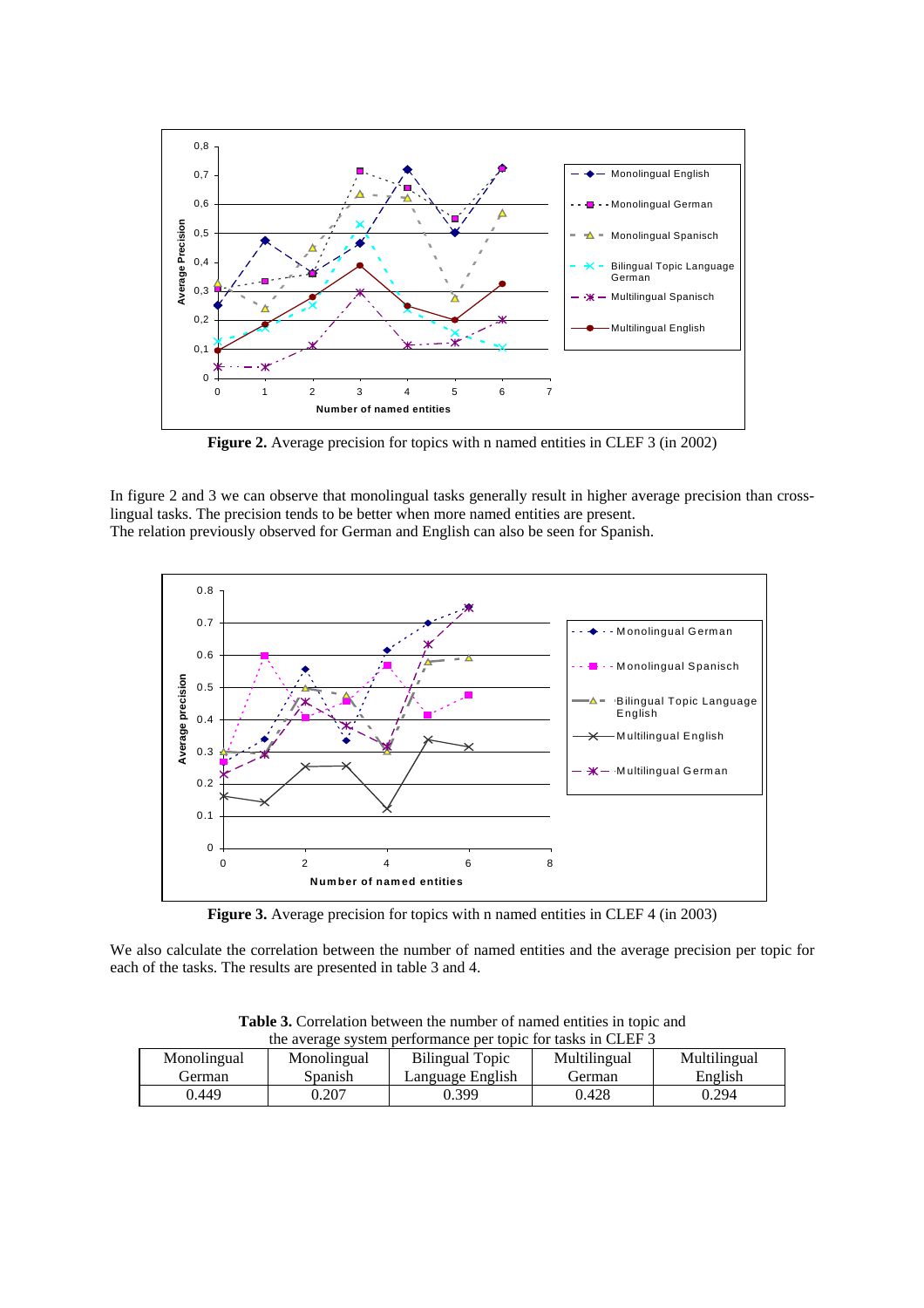**Figure 2.** Average precision for topics with n named entities in CLEF 3 (in 2002)

In figure 2 and 3 we can observe that monolingual tasks generally result in higher average precision than cross-lingual tasks. The precision tends to be better when more named entities are present.
The relation previously observed for German and English can also be seen for Spanish.

**Figure 3.** Average precision for topics with n named entities in CLEF 4 (in 2003)

We also calculate the correlation between the number of named entities and the average precision per topic for each of the tasks. The results are presented in table 3 and 4.

**Table 3.** Correlation between the number of named entities in topic and the average system performance per topic for tasks in CLEF 3

| Monolingual German | Monolingual Spanish | Bilingual Topic Language English | Multilingual German | Multilingual English |
|---|---|---|---|---|
| 0.449 | 0.207 | 0.399 | 0.428 | 0.294 |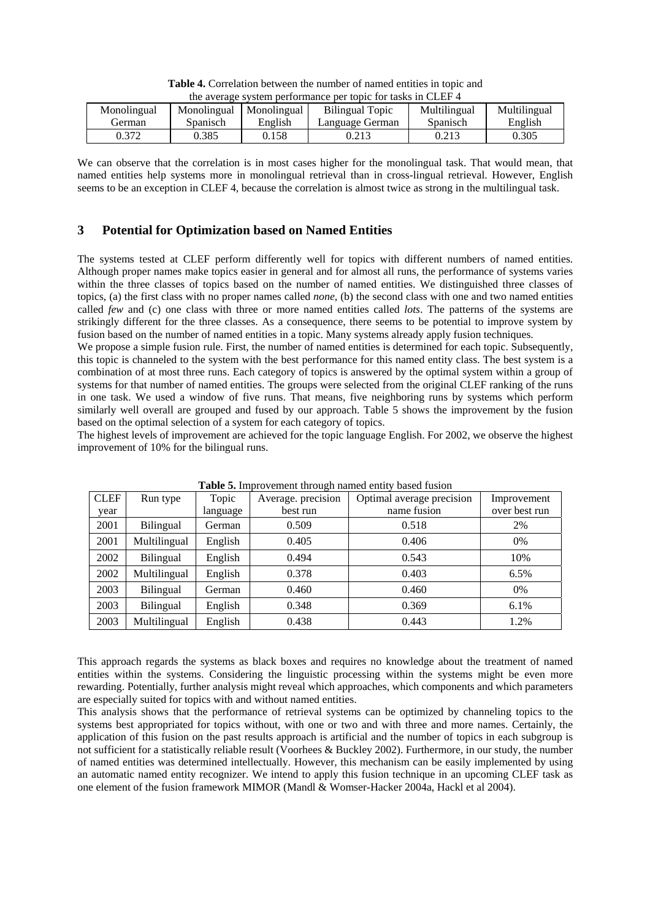**Table 4.** Correlation between the number of named entities in topic and the average system performance per topic for tasks in CLEF 4

| Monolingual German | Monolingual Spanisch | Monolingual English | Bilingual Topic Language German | Multilingual Spanisch | Multilingual English |
|---|---|---|---|---|---|
| 0.372 | 0.385 | 0.158 | 0.213 | 0.213 | 0.305 |

We can observe that the correlation is in most cases higher for the monolingual task. That would mean, that named entities help systems more in monolingual retrieval than in cross-lingual retrieval. However, English seems to be an exception in CLEF 4, because the correlation is almost twice as strong in the multilingual task.

## 3 Potential for Optimization based on Named Entities

The systems tested at CLEF perform differently well for topics with different numbers of named entities. Although proper names make topics easier in general and for almost all runs, the performance of systems varies within the three classes of topics based on the number of named entities. We distinguished three classes of topics, (a) the first class with no proper names called *none*, (b) the second class with one and two named entities called *few* and (c) one class with three or more named entities called *lots*. The patterns of the systems are strikingly different for the three classes. As a consequence, there seems to be potential to improve system by fusion based on the number of named entities in a topic. Many systems already apply fusion techniques.

We propose a simple fusion rule. First, the number of named entities is determined for each topic. Subsequently, this topic is channeled to the system with the best performance for this named entity class. The best system is a combination of at most three runs. Each category of topics is answered by the optimal system within a group of systems for that number of named entities. The groups were selected from the original CLEF ranking of the runs in one task. We used a window of five runs. That means, five neighboring runs by systems which perform similarly well overall are grouped and fused by our approach. Table 5 shows the improvement by the fusion based on the optimal selection of a system for each category of topics.

The highest levels of improvement are achieved for the topic language English. For 2002, we observe the highest improvement of 10% for the bilingual runs.

**Table 5.** Improvement through named entity based fusion

| CLEF year | Run type | Topic language | Average. precision best run | Optimal average precision name fusion | Improvement over best run |
|---|---|---|---|---|---|
| 2001 | Bilingual | German | 0.509 | 0.518 | 2% |
| 2001 | Multilingual | English | 0.405 | 0.406 | 0% |
| 2002 | Bilingual | English | 0.494 | 0.543 | 10% |
| 2002 | Multilingual | English | 0.378 | 0.403 | 6.5% |
| 2003 | Bilingual | German | 0.460 | 0.460 | 0% |
| 2003 | Bilingual | English | 0.348 | 0.369 | 6.1% |
| 2003 | Multilingual | English | 0.438 | 0.443 | 1.2% |

This approach regards the systems as black boxes and requires no knowledge about the treatment of named entities within the systems. Considering the linguistic processing within the systems might be even more rewarding. Potentially, further analysis might reveal which approaches, which components and which parameters are especially suited for topics with and without named entities.

This analysis shows that the performance of retrieval systems can be optimized by channeling topics to the systems best appropriated for topics without, with one or two and with three and more names. Certainly, the application of this fusion on the past results approach is artificial and the number of topics in each subgroup is not sufficient for a statistically reliable result (Voorhees & Buckley 2002). Furthermore, in our study, the number of named entities was determined intellectually. However, this mechanism can be easily implemented by using an automatic named entity recognizer. We intend to apply this fusion technique in an upcoming CLEF task as one element of the fusion framework MIMOR (Mandl & Womser-Hacker 2004a, Hackl et al 2004).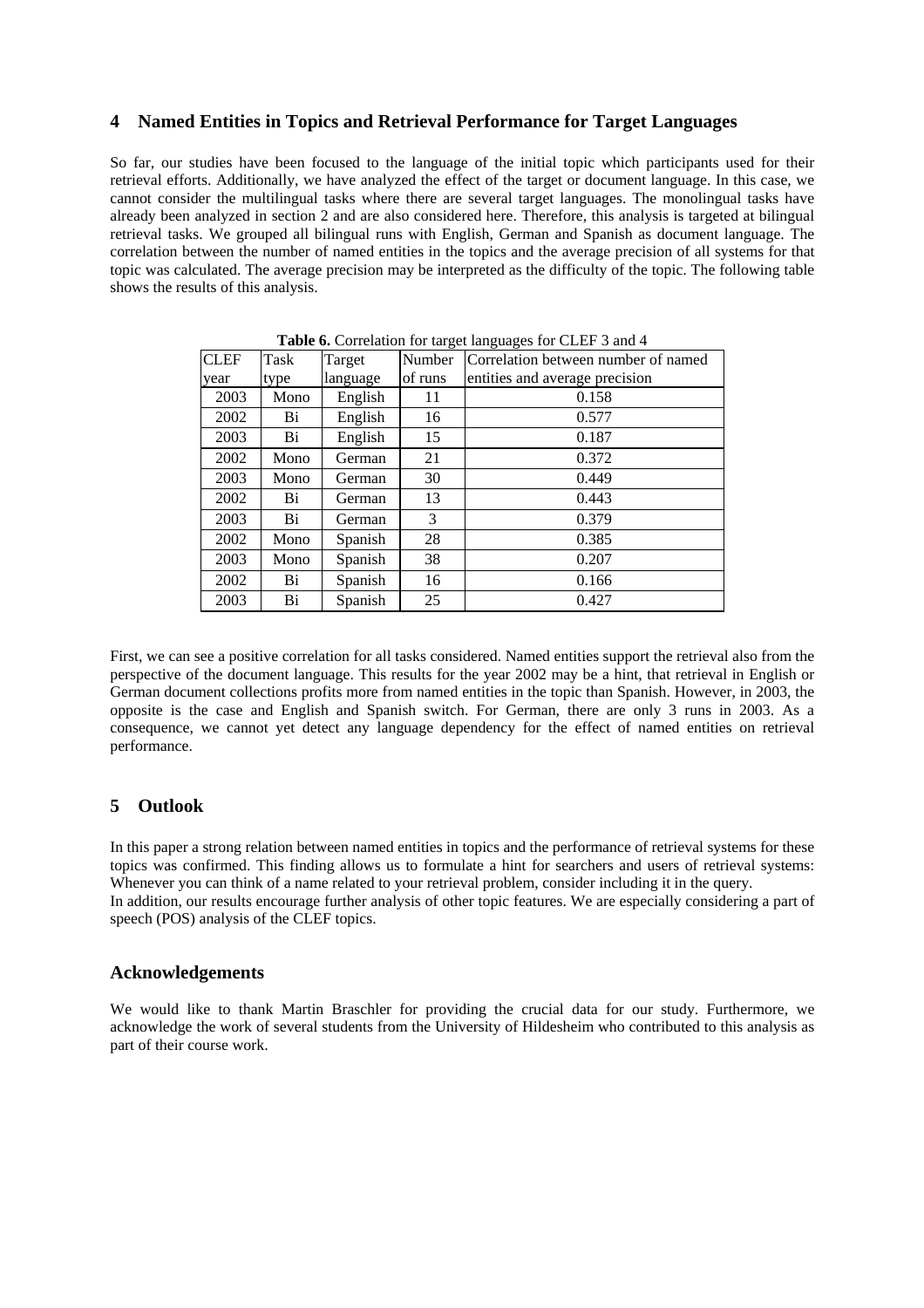## 4 Named Entities in Topics and Retrieval Performance for Target Languages

So far, our studies have been focused to the language of the initial topic which participants used for their retrieval efforts. Additionally, we have analyzed the effect of the target or document language. In this case, we cannot consider the multilingual tasks where there are several target languages. The monolingual tasks have already been analyzed in section 2 and are also considered here. Therefore, this analysis is targeted at bilingual retrieval tasks. We grouped all bilingual runs with English, German and Spanish as document language. The correlation between the number of named entities in the topics and the average precision of all systems for that topic was calculated. The average precision may be interpreted as the difficulty of the topic. The following table shows the results of this analysis.

**Table 6.** Correlation for target languages for CLEF 3 and 4

| CLEF year | Task type | Target language | Number of runs | Correlation between number of named entities and average precision |
|---|---|---|---|---|
| 2003 | Mono | English | 11 | 0.158 |
| 2002 | Bi | English | 16 | 0.577 |
| 2003 | Bi | English | 15 | 0.187 |
| 2002 | Mono | German | 21 | 0.372 |
| 2003 | Mono | German | 30 | 0.449 |
| 2002 | Bi | German | 13 | 0.443 |
| 2003 | Bi | German | 3 | 0.379 |
| 2002 | Mono | Spanish | 28 | 0.385 |
| 2003 | Mono | Spanish | 38 | 0.207 |
| 2002 | Bi | Spanish | 16 | 0.166 |
| 2003 | Bi | Spanish | 25 | 0.427 |

First, we can see a positive correlation for all tasks considered. Named entities support the retrieval also from the perspective of the document language. This results for the year 2002 may be a hint, that retrieval in English or German document collections profits more from named entities in the topic than Spanish. However, in 2003, the opposite is the case and English and Spanish switch. For German, there are only 3 runs in 2003. As a consequence, we cannot yet detect any language dependency for the effect of named entities on retrieval performance.

## 5 Outlook

In this paper a strong relation between named entities in topics and the performance of retrieval systems for these topics was confirmed. This finding allows us to formulate a hint for searchers and users of retrieval systems: Whenever you can think of a name related to your retrieval problem, consider including it in the query.
In addition, our results encourage further analysis of other topic features. We are especially considering a part of speech (POS) analysis of the CLEF topics.

## Acknowledgements

We would like to thank Martin Braschler for providing the crucial data for our study. Furthermore, we acknowledge the work of several students from the University of Hildesheim who contributed to this analysis as part of their course work.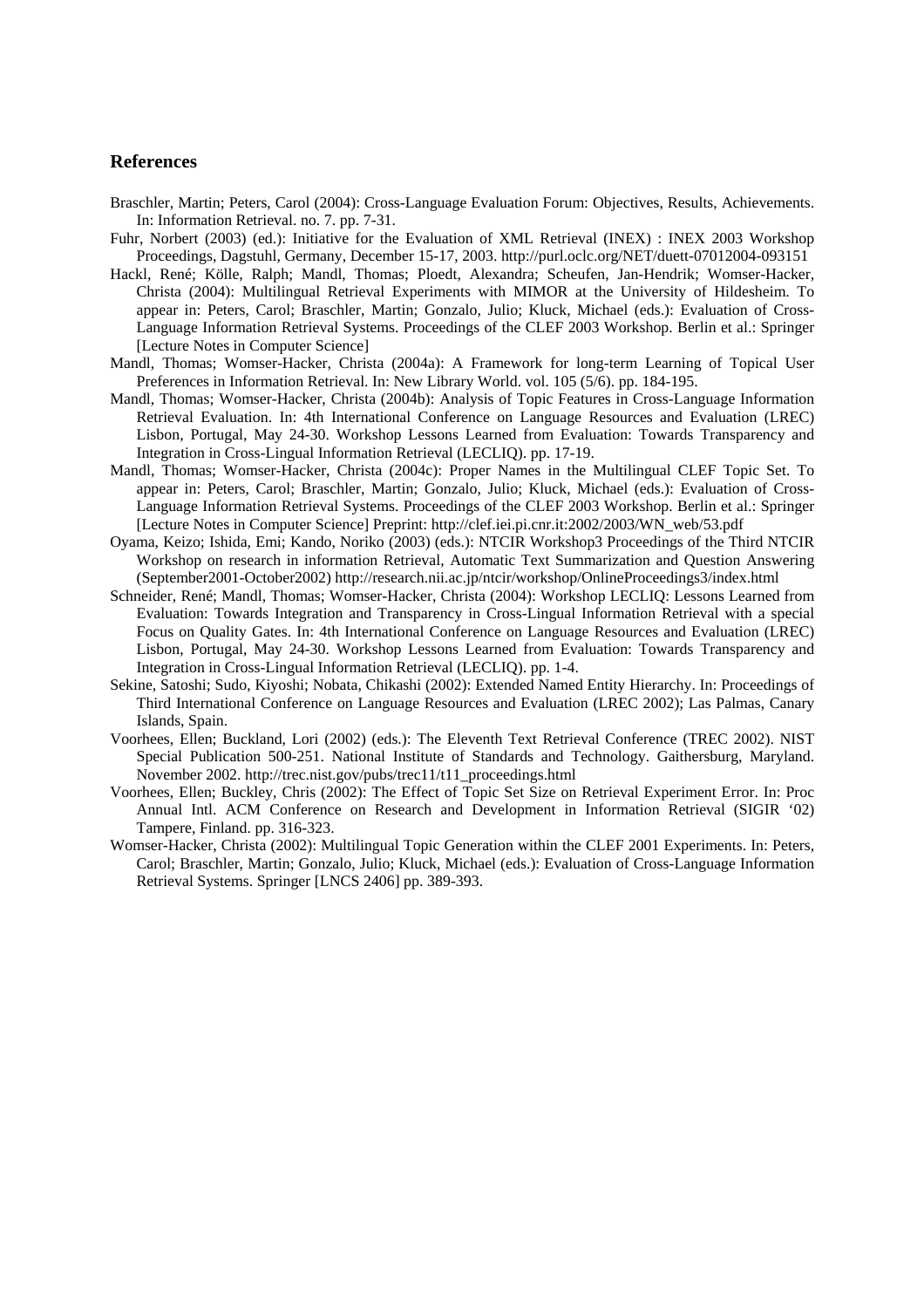## References

Braschler, Martin; Peters, Carol (2004): Cross-Language Evaluation Forum: Objectives, Results, Achievements. In: Information Retrieval. no. 7. pp. 7-31.

Fuhr, Norbert (2003) (ed.): Initiative for the Evaluation of XML Retrieval (INEX) : INEX 2003 Workshop Proceedings, Dagstuhl, Germany, December 15-17, 2003. http://purl.oclc.org/NET/duett-07012004-093151

Hackl, René; Kölle, Ralph; Mandl, Thomas; Ploedt, Alexandra; Scheufen, Jan-Hendrik; Womser-Hacker, Christa (2004): Multilingual Retrieval Experiments with MIMOR at the University of Hildesheim. To appear in: Peters, Carol; Braschler, Martin; Gonzalo, Julio; Kluck, Michael (eds.): Evaluation of Cross-Language Information Retrieval Systems. Proceedings of the CLEF 2003 Workshop. Berlin et al.: Springer [Lecture Notes in Computer Science]

Mandl, Thomas; Womser-Hacker, Christa (2004a): A Framework for long-term Learning of Topical User Preferences in Information Retrieval. In: New Library World. vol. 105 (5/6). pp. 184-195.

Mandl, Thomas; Womser-Hacker, Christa (2004b): Analysis of Topic Features in Cross-Language Information Retrieval Evaluation. In: 4th International Conference on Language Resources and Evaluation (LREC) Lisbon, Portugal, May 24-30. Workshop Lessons Learned from Evaluation: Towards Transparency and Integration in Cross-Lingual Information Retrieval (LECLIQ). pp. 17-19.

Mandl, Thomas; Womser-Hacker, Christa (2004c): Proper Names in the Multilingual CLEF Topic Set. To appear in: Peters, Carol; Braschler, Martin; Gonzalo, Julio; Kluck, Michael (eds.): Evaluation of Cross-Language Information Retrieval Systems. Proceedings of the CLEF 2003 Workshop. Berlin et al.: Springer [Lecture Notes in Computer Science] Preprint: http://clef.iei.pi.cnr.it:2002/2003/WN_web/53.pdf

Oyama, Keizo; Ishida, Emi; Kando, Noriko (2003) (eds.): NTCIR Workshop3 Proceedings of the Third NTCIR Workshop on research in information Retrieval, Automatic Text Summarization and Question Answering (September2001-October2002) http://research.nii.ac.jp/ntcir/workshop/OnlineProceedings3/index.html

Schneider, René; Mandl, Thomas; Womser-Hacker, Christa (2004): Workshop LECLIQ: Lessons Learned from Evaluation: Towards Integration and Transparency in Cross-Lingual Information Retrieval with a special Focus on Quality Gates. In: 4th International Conference on Language Resources and Evaluation (LREC) Lisbon, Portugal, May 24-30. Workshop Lessons Learned from Evaluation: Towards Transparency and Integration in Cross-Lingual Information Retrieval (LECLIQ). pp. 1-4.

Sekine, Satoshi; Sudo, Kiyoshi; Nobata, Chikashi (2002): Extended Named Entity Hierarchy. In: Proceedings of Third International Conference on Language Resources and Evaluation (LREC 2002); Las Palmas, Canary Islands, Spain.

Voorhees, Ellen; Buckland, Lori (2002) (eds.): The Eleventh Text Retrieval Conference (TREC 2002). NIST Special Publication 500-251. National Institute of Standards and Technology. Gaithersburg, Maryland. November 2002. http://trec.nist.gov/pubs/trec11/t11_proceedings.html

Voorhees, Ellen; Buckley, Chris (2002): The Effect of Topic Set Size on Retrieval Experiment Error. In: Proc Annual Intl. ACM Conference on Research and Development in Information Retrieval (SIGIR '02) Tampere, Finland. pp. 316-323.

Womser-Hacker, Christa (2002): Multilingual Topic Generation within the CLEF 2001 Experiments. In: Peters, Carol; Braschler, Martin; Gonzalo, Julio; Kluck, Michael (eds.): Evaluation of Cross-Language Information Retrieval Systems. Springer [LNCS 2406] pp. 389-393.